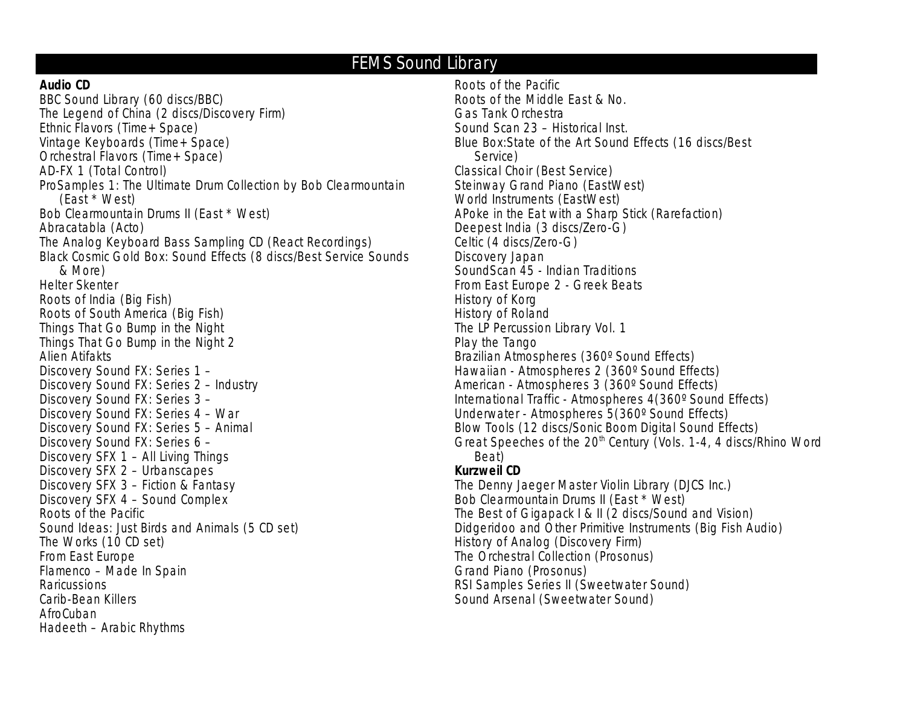# FEMS Sound Library

**Audio CD**

BBC Sound Library (60 discs/BBC)
The Legend of China (2 discs/Discovery Firm)
Ethnic Flavors (Time+Space)
Vintage Keyboards (Time+Space)
Orchestral Flavors (Time+Space)
AD-FX 1 (Total Control)
ProSamples 1: The Ultimate Drum Collection by Bob Clearmountain (East * West)
Bob Clearmountain Drums II (East * West)
Abracatabla (Acto)
The Analog Keyboard Bass Sampling CD (React Recordings)
Black Cosmic Gold Box: Sound Effects (8 discs/Best Service Sounds & More)
Helter Skenter
Roots of India (Big Fish)
Roots of South America (Big Fish)
Things That Go Bump in the Night
Things That Go Bump in the Night 2
Alien Atifakts
Discovery Sound FX: Series 1 –
Discovery Sound FX: Series 2 – Industry
Discovery Sound FX: Series 3 –
Discovery Sound FX: Series 4 – War
Discovery Sound FX: Series 5 – Animal
Discovery Sound FX: Series 6 –
Discovery SFX 1 – All Living Things
Discovery SFX 2 – Urbanscapes
Discovery SFX 3 – Fiction & Fantasy
Discovery SFX 4 – Sound Complex
Roots of the Pacific
Sound Ideas: Just Birds and Animals (5 CD set)
The Works (10 CD set)
From East Europe
Flamenco – Made In Spain
Raricussions
Carib-Bean Killers
AfroCuban
Hadeeth – Arabic Rhythms
Roots of the Pacific
Roots of the Middle East & No.
Gas Tank Orchestra
Sound Scan 23 – Historical Inst.
Blue Box:State of the Art Sound Effects (16 discs/Best Service)
Classical Choir (Best Service)
Steinway Grand Piano (EastWest)
World Instruments (EastWest)
APoke in the Eat with a Sharp Stick (Rarefaction)
Deepest India (3 discs/Zero-G)
Celtic (4 discs/Zero-G)
Discovery Japan
SoundScan 45 - Indian Traditions
From East Europe 2 - Greek Beats
History of Korg
History of Roland
The LP Percussion Library Vol. 1
Play the Tango
Brazilian Atmospheres (360º Sound Effects)
Hawaiian - Atmospheres 2 (360º Sound Effects)
American - Atmospheres 3 (360º Sound Effects)
International Traffic - Atmospheres 4(360º Sound Effects)
Underwater - Atmospheres 5(360º Sound Effects)
Blow Tools (12 discs/Sonic Boom Digital Sound Effects)
Great Speeches of the 20th Century (Vols. 1-4, 4 discs/Rhino Word Beat)

**Kurzweil CD**

The Denny Jaeger Master Violin Library (DJCS Inc.)
Bob Clearmountain Drums II (East * West)
The Best of Gigapack I & II (2 discs/Sound and Vision)
Didgeridoo and Other Primitive Instruments (Big Fish Audio)
History of Analog (Discovery Firm)
The Orchestral Collection (Prosonus)
Grand Piano (Prosonus)
RSI Samples Series II (Sweetwater Sound)
Sound Arsenal (Sweetwater Sound)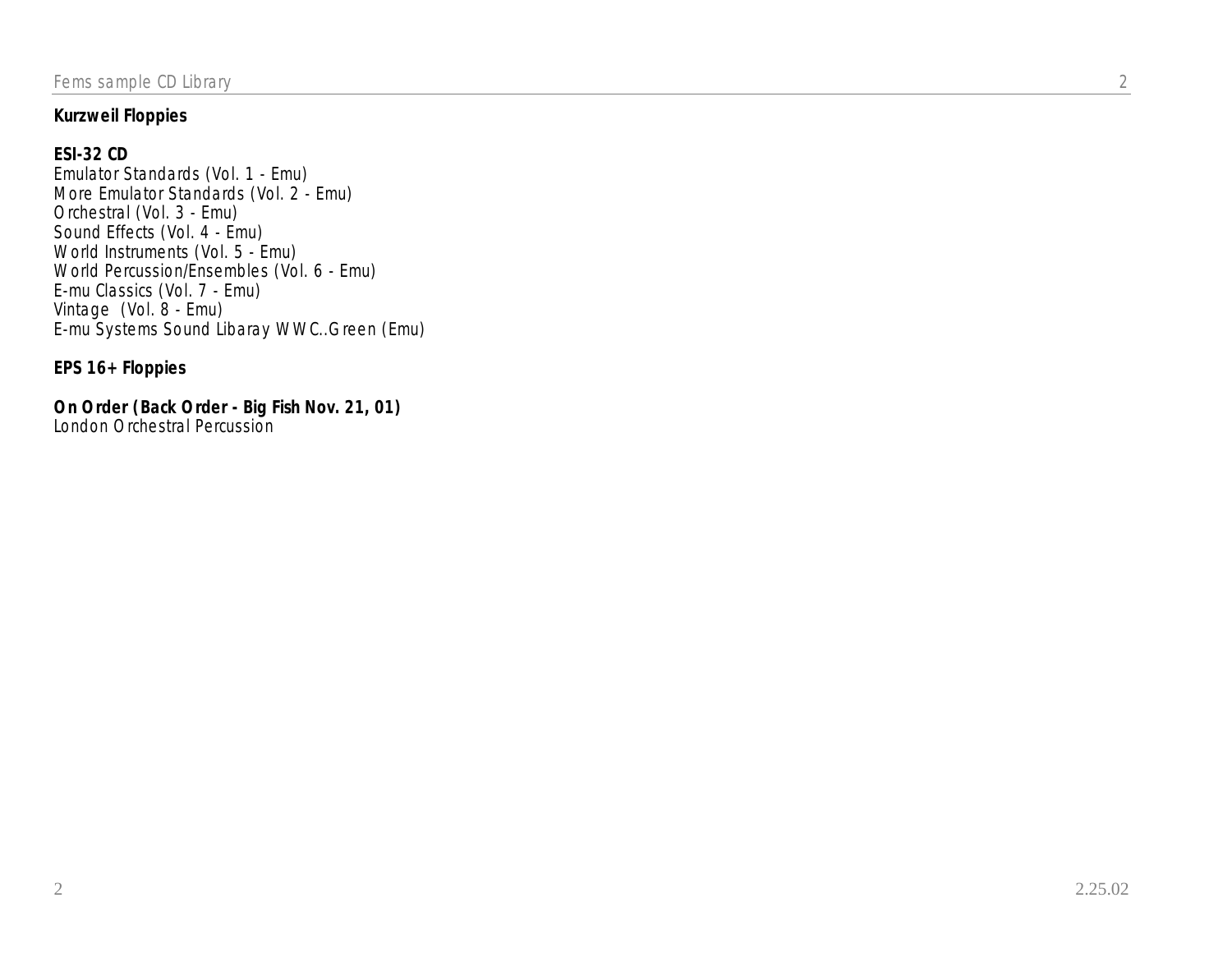**Kurzweil Floppies**

**ESI-32 CD**
Emulator Standards (Vol. 1 - Emu)
More Emulator Standards (Vol. 2 - Emu)
Orchestral (Vol. 3 - Emu)
Sound Effects (Vol. 4 - Emu)
World Instruments (Vol. 5 - Emu)
World Percussion/Ensembles (Vol. 6 - Emu)
E-mu Classics (Vol. 7 - Emu)
Vintage  (Vol. 8 - Emu)
E-mu Systems Sound Libaray WWC..Green (Emu)

**EPS 16+ Floppies**

**On Order (Back Order - Big Fish Nov. 21, 01)**
London Orchestral Percussion